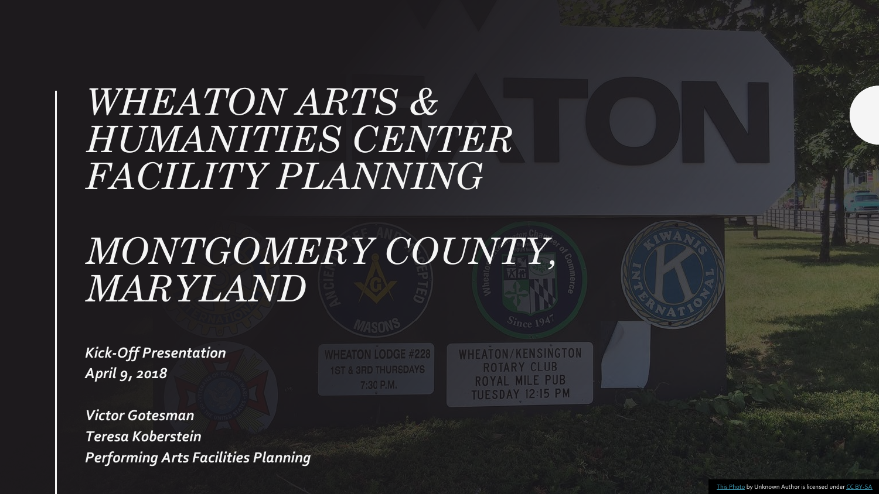# *WHEATON ARTS & HUMANITIES CENTER FACILITY PLANNING*

# *MONTGOMERY COUNTY, MARYLAND*

***Kick-Off Presentation***
***April 9, 2018***

***Victor Gotesman***
***Teresa Koberstein***
***Performing Arts Facilities Planning***

This Photo by Unknown Author is licensed under CC BY-SA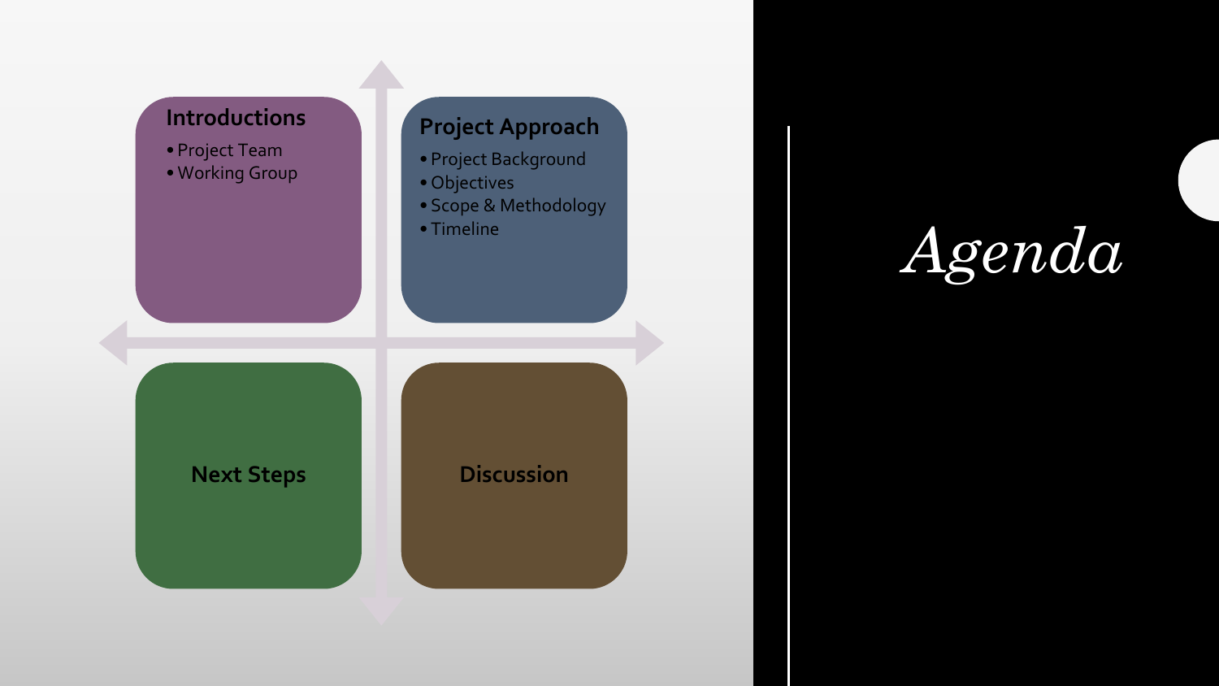# Agenda

## Introductions

- Project Team
- Working Group

## Project Approach

- Project Background
- Objectives
- Scope & Methodology
- Timeline

## Next Steps

## Discussion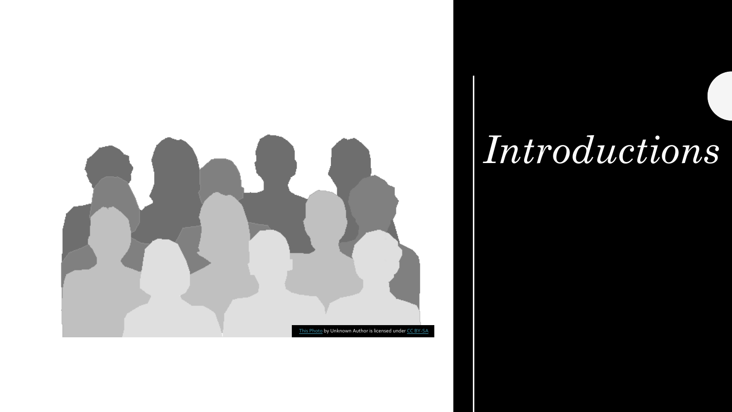# *Introductions*

This Photo by Unknown Author is licensed under CC BY-SA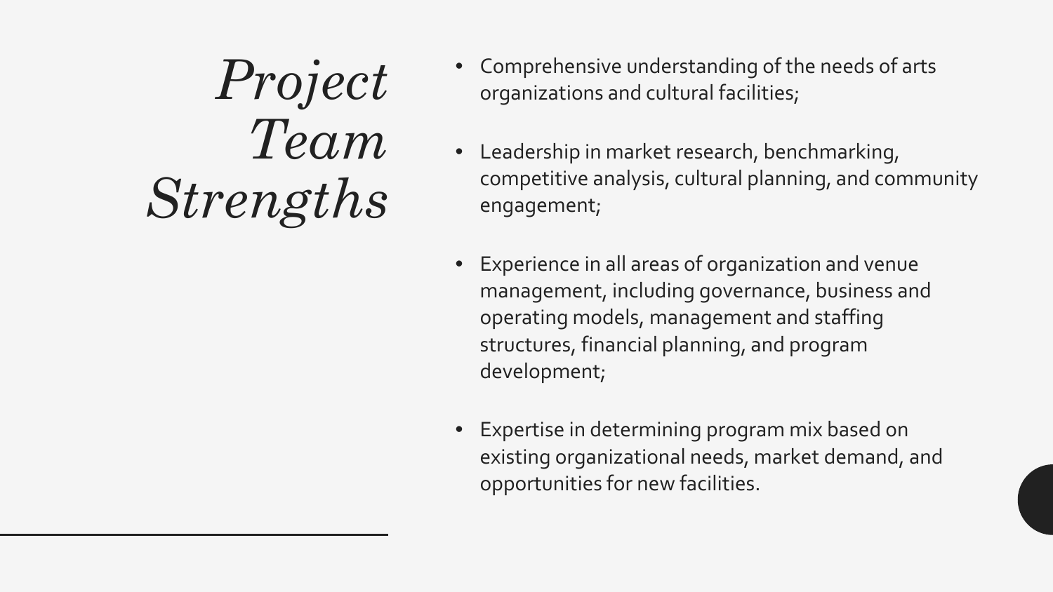# *Project Team Strengths*

- Comprehensive understanding of the needs of arts organizations and cultural facilities;
- Leadership in market research, benchmarking, competitive analysis, cultural planning, and community engagement;
- Experience in all areas of organization and venue management, including governance, business and operating models, management and staffing structures, financial planning, and program development;
- Expertise in determining program mix based on existing organizational needs, market demand, and opportunities for new facilities.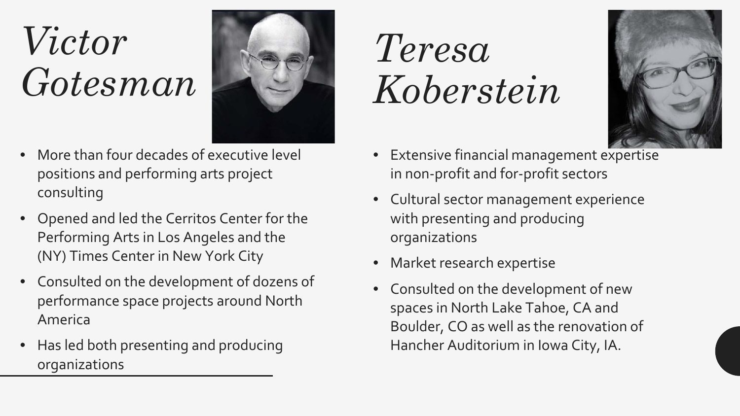# *Victor Gotesman*

- More than four decades of executive level positions and performing arts project consulting
- Opened and led the Cerritos Center for the Performing Arts in Los Angeles and the (NY) Times Center in New York City
- Consulted on the development of dozens of performance space projects around North America
- Has led both presenting and producing organizations

# *Teresa Koberstein*

- Extensive financial management expertise in non-profit and for-profit sectors
- Cultural sector management experience with presenting and producing organizations
- Market research expertise
- Consulted on the development of new spaces in North Lake Tahoe, CA and Boulder, CO as well as the renovation of Hancher Auditorium in Iowa City, IA.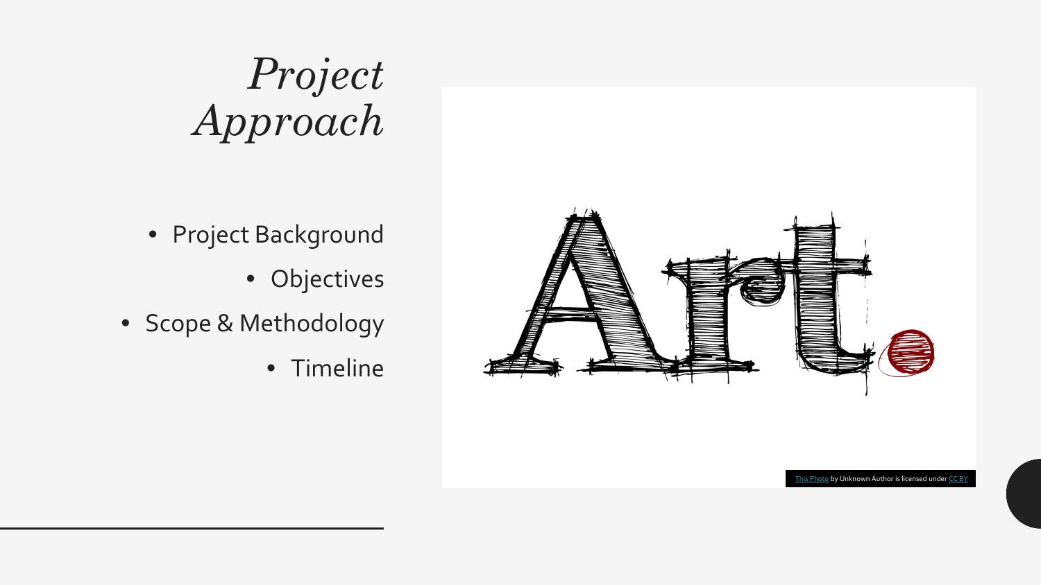# *Project Approach*

- Project Background
- Objectives
- Scope & Methodology
- Timeline

This Photo by Unknown Author is licensed under CC BY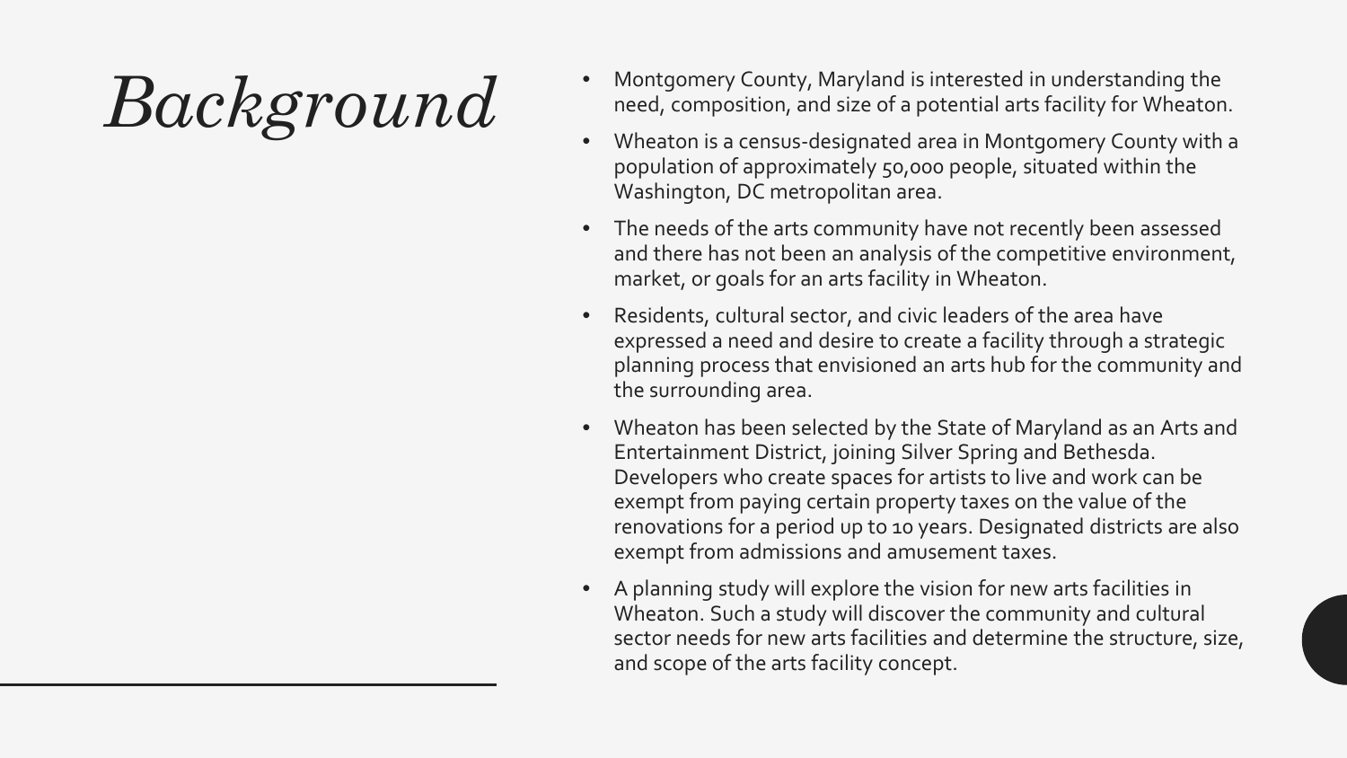# *Background*

- Montgomery County, Maryland is interested in understanding the need, composition, and size of a potential arts facility for Wheaton.
- Wheaton is a census-designated area in Montgomery County with a population of approximately 50,000 people, situated within the Washington, DC metropolitan area.
- The needs of the arts community have not recently been assessed and there has not been an analysis of the competitive environment, market, or goals for an arts facility in Wheaton.
- Residents, cultural sector, and civic leaders of the area have expressed a need and desire to create a facility through a strategic planning process that envisioned an arts hub for the community and the surrounding area.
- Wheaton has been selected by the State of Maryland as an Arts and Entertainment District, joining Silver Spring and Bethesda. Developers who create spaces for artists to live and work can be exempt from paying certain property taxes on the value of the renovations for a period up to 10 years. Designated districts are also exempt from admissions and amusement taxes.
- A planning study will explore the vision for new arts facilities in Wheaton. Such a study will discover the community and cultural sector needs for new arts facilities and determine the structure, size, and scope of the arts facility concept.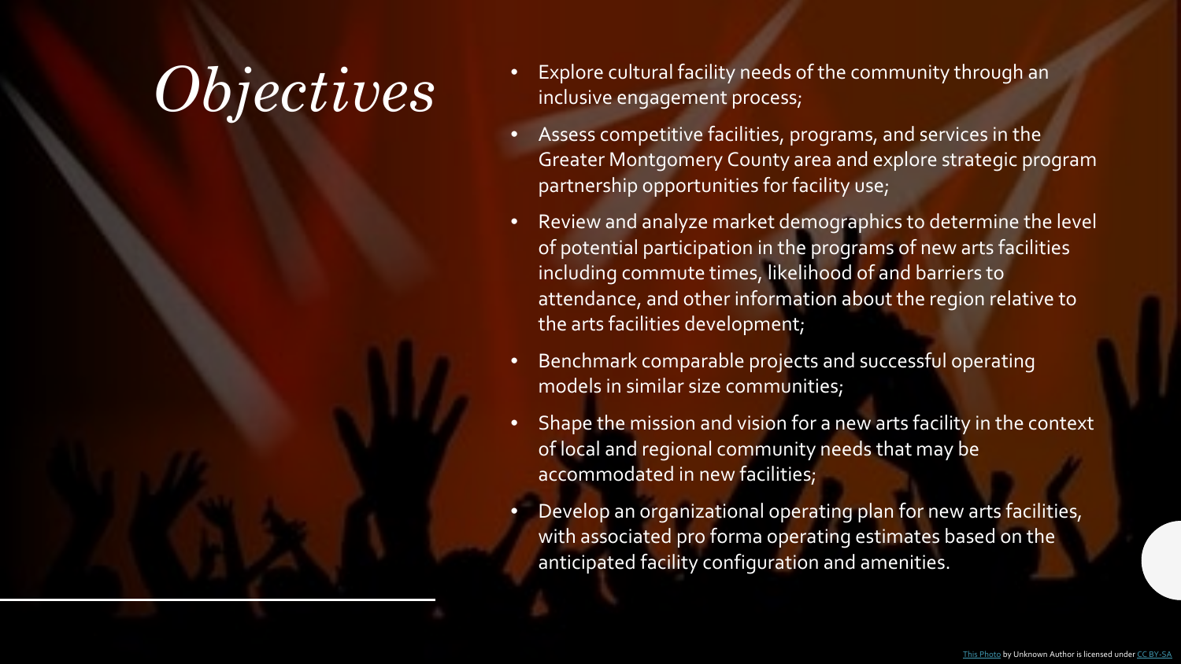# *Objectives*

- Explore cultural facility needs of the community through an inclusive engagement process;
- Assess competitive facilities, programs, and services in the Greater Montgomery County area and explore strategic program partnership opportunities for facility use;
- Review and analyze market demographics to determine the level of potential participation in the programs of new arts facilities including commute times, likelihood of and barriers to attendance, and other information about the region relative to the arts facilities development;
- Benchmark comparable projects and successful operating models in similar size communities;
- Shape the mission and vision for a new arts facility in the context of local and regional community needs that may be accommodated in new facilities;
- Develop an organizational operating plan for new arts facilities, with associated pro forma operating estimates based on the anticipated facility configuration and amenities.

This Photo by Unknown Author is licensed under CC BY-SA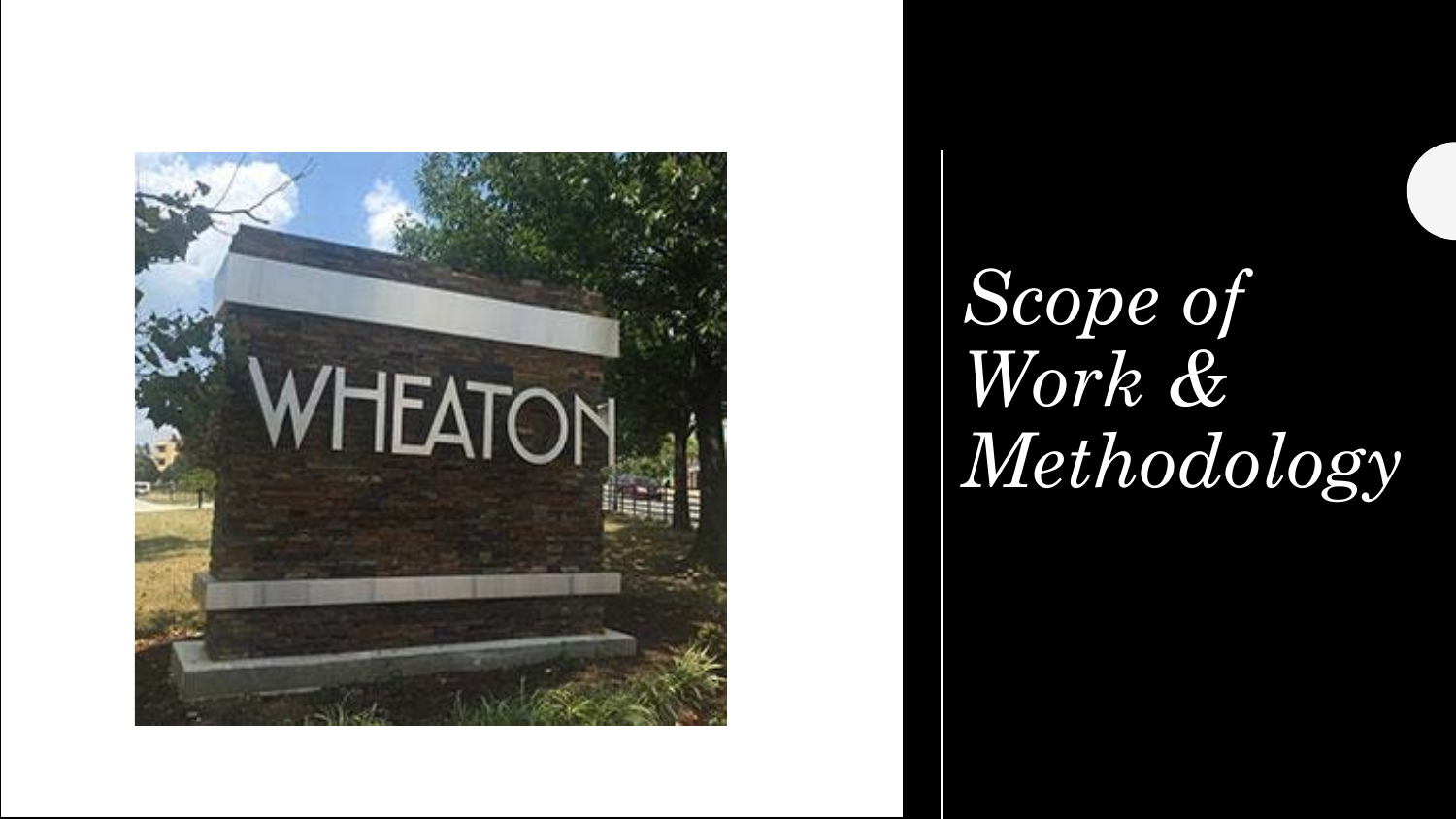# *Scope of Work & Methodology*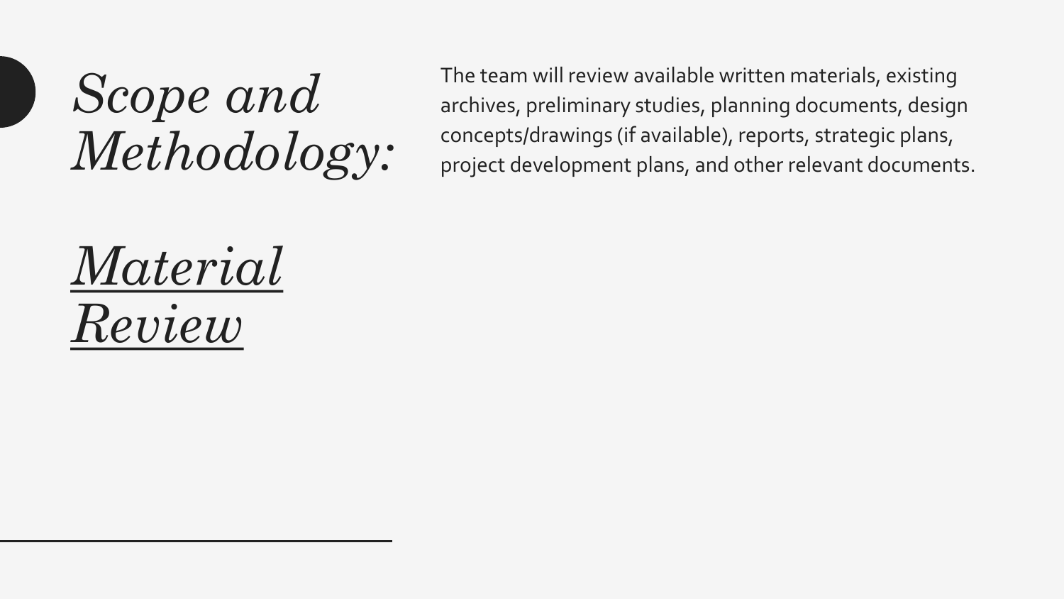# *Scope and Methodology:*

## *Material Review*

The team will review available written materials, existing archives, preliminary studies, planning documents, design concepts/drawings (if available), reports, strategic plans, project development plans, and other relevant documents.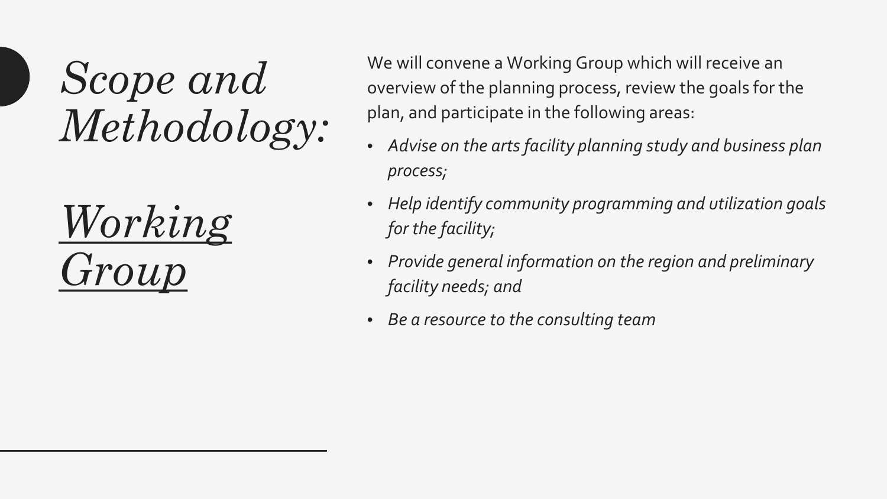# *Scope and Methodology:*

## *Working Group*

We will convene a Working Group which will receive an overview of the planning process, review the goals for the plan, and participate in the following areas:

- *Advise on the arts facility planning study and business plan process;*
- *Help identify community programming and utilization goals for the facility;*
- *Provide general information on the region and preliminary facility needs; and*
- *Be a resource to the consulting team*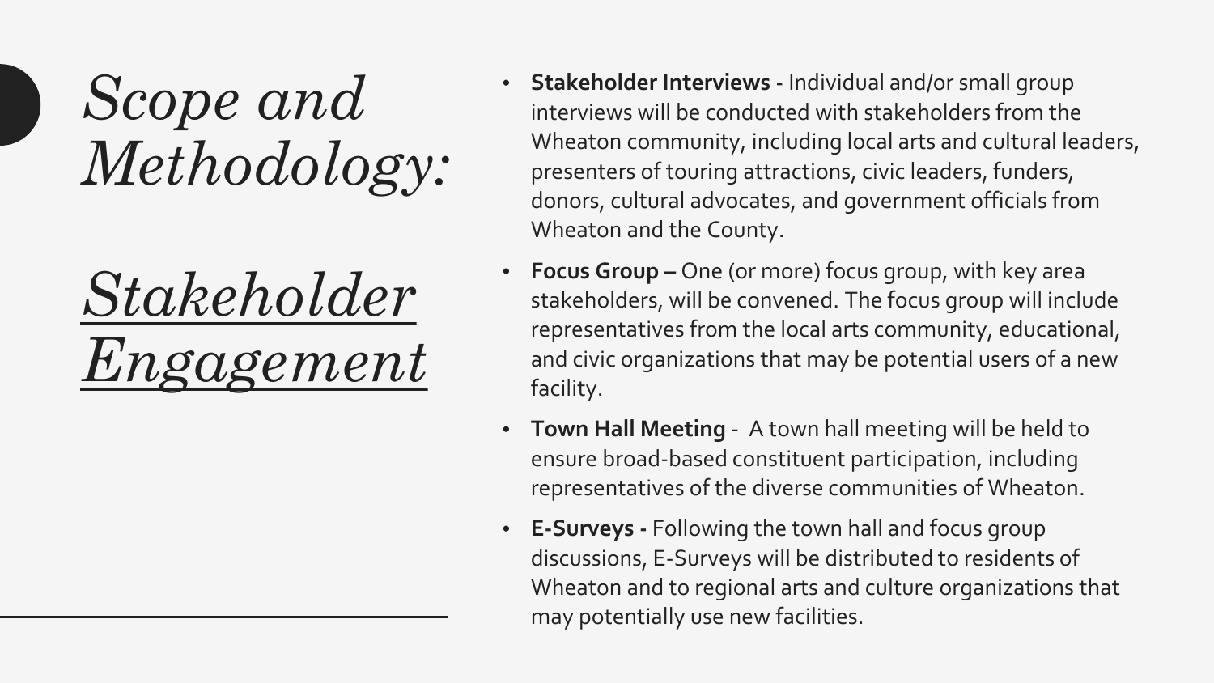# *Scope and Methodology:*

## *Stakeholder Engagement*

- **Stakeholder Interviews -** Individual and/or small group interviews will be conducted with stakeholders from the Wheaton community, including local arts and cultural leaders, presenters of touring attractions, civic leaders, funders, donors, cultural advocates, and government officials from Wheaton and the County.
- **Focus Group –** One (or more) focus group, with key area stakeholders, will be convened. The focus group will include representatives from the local arts community, educational, and civic organizations that may be potential users of a new facility.
- **Town Hall Meeting** - A town hall meeting will be held to ensure broad-based constituent participation, including representatives of the diverse communities of Wheaton.
- **E-Surveys -** Following the town hall and focus group discussions, E-Surveys will be distributed to residents of Wheaton and to regional arts and culture organizations that may potentially use new facilities.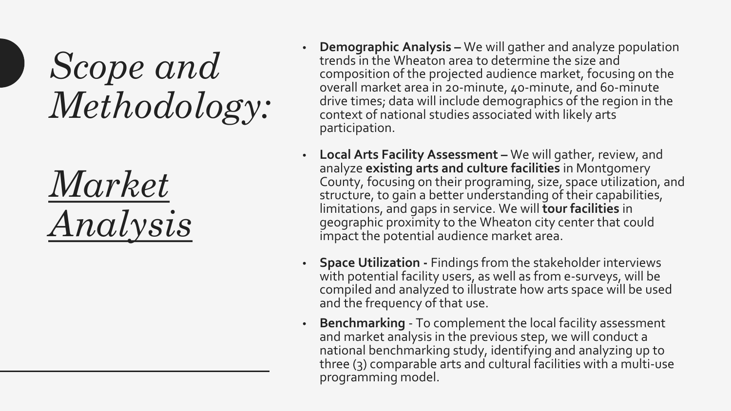# *Scope and Methodology:*

## *Market Analysis*

- **Demographic Analysis –** We will gather and analyze population trends in the Wheaton area to determine the size and composition of the projected audience market, focusing on the overall market area in 20-minute, 40-minute, and 60-minute drive times; data will include demographics of the region in the context of national studies associated with likely arts participation.
- **Local Arts Facility Assessment –** We will gather, review, and analyze **existing arts and culture facilities** in Montgomery County, focusing on their programing, size, space utilization, and structure, to gain a better understanding of their capabilities, limitations, and gaps in service. We will **tour facilities** in geographic proximity to the Wheaton city center that could impact the potential audience market area.
- **Space Utilization -** Findings from the stakeholder interviews with potential facility users, as well as from e-surveys, will be compiled and analyzed to illustrate how arts space will be used and the frequency of that use.
- **Benchmarking** - To complement the local facility assessment and market analysis in the previous step, we will conduct a national benchmarking study, identifying and analyzing up to three (3) comparable arts and cultural facilities with a multi-use programming model.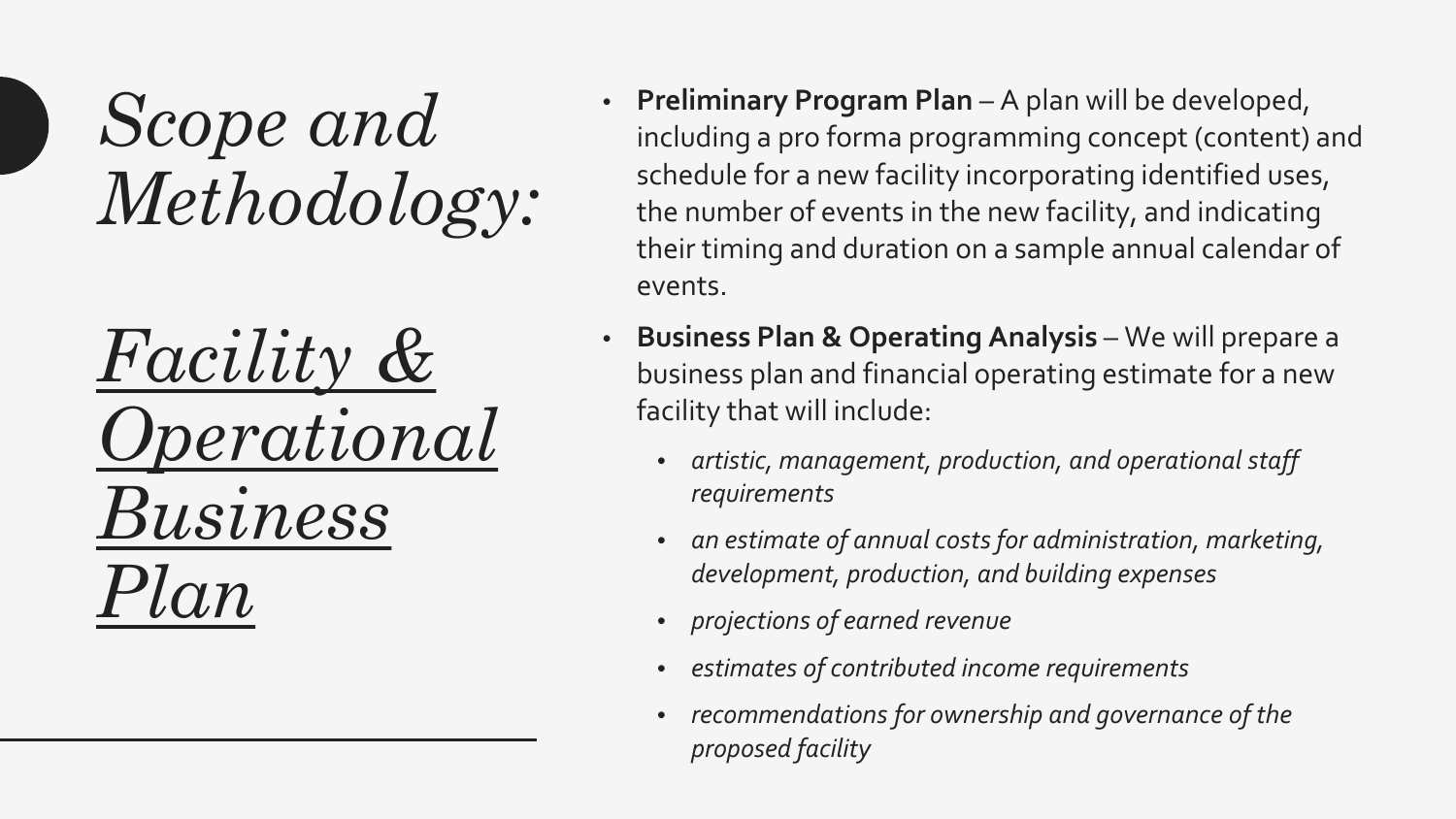# *Scope and Methodology:*

## *Facility & Operational Business Plan*

- **Preliminary Program Plan** – A plan will be developed, including a pro forma programming concept (content) and schedule for a new facility incorporating identified uses, the number of events in the new facility, and indicating their timing and duration on a sample annual calendar of events.
- **Business Plan & Operating Analysis** – We will prepare a business plan and financial operating estimate for a new facility that will include:
  - *artistic, management, production, and operational staff requirements*
  - *an estimate of annual costs for administration, marketing, development, production, and building expenses*
  - *projections of earned revenue*
  - *estimates of contributed income requirements*
  - *recommendations for ownership and governance of the proposed facility*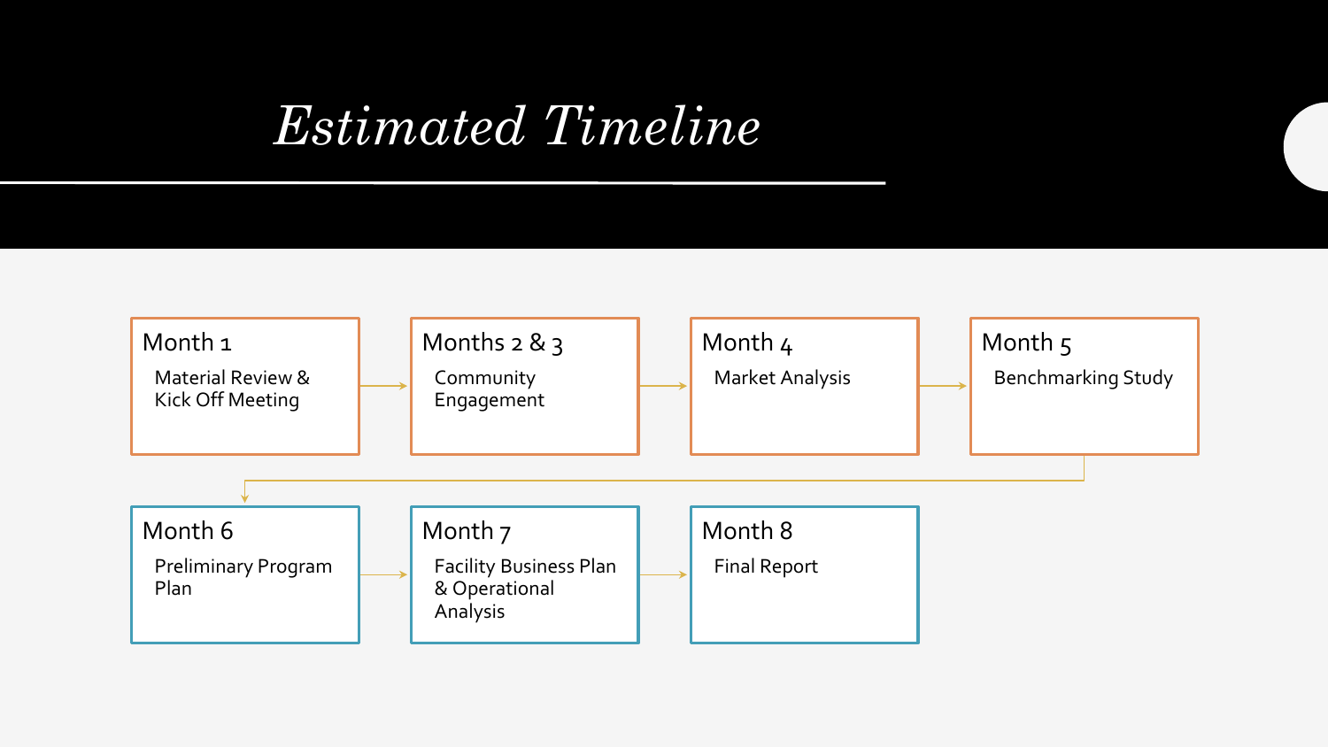# *Estimated Timeline*

**Month 1**
Material Review & Kick Off Meeting

**Months 2 & 3**
Community Engagement

**Month 4**
Market Analysis

**Month 5**
Benchmarking Study

**Month 6**
Preliminary Program Plan

**Month 7**
Facility Business Plan & Operational Analysis

**Month 8**
Final Report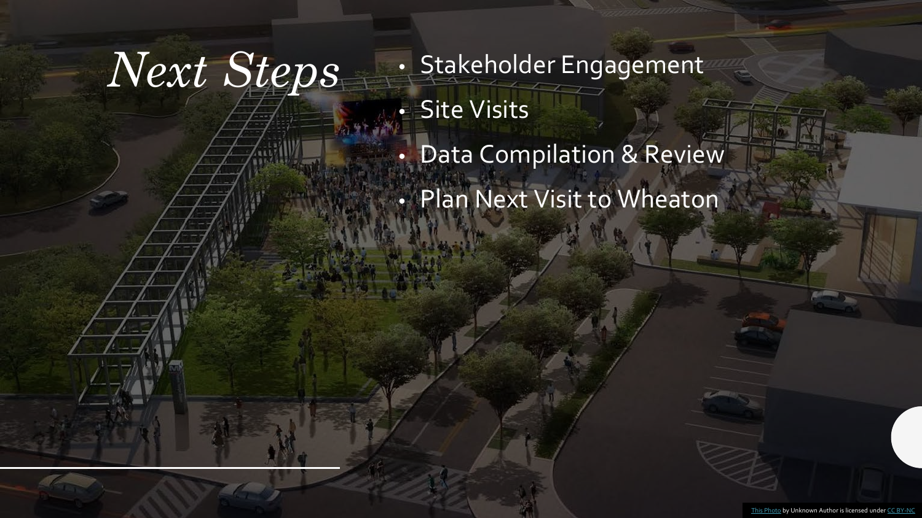# *Next Steps*

- Stakeholder Engagement
- Site Visits
- Data Compilation & Review
- Plan Next Visit to Wheaton

This Photo by Unknown Author is licensed under CC BY-NC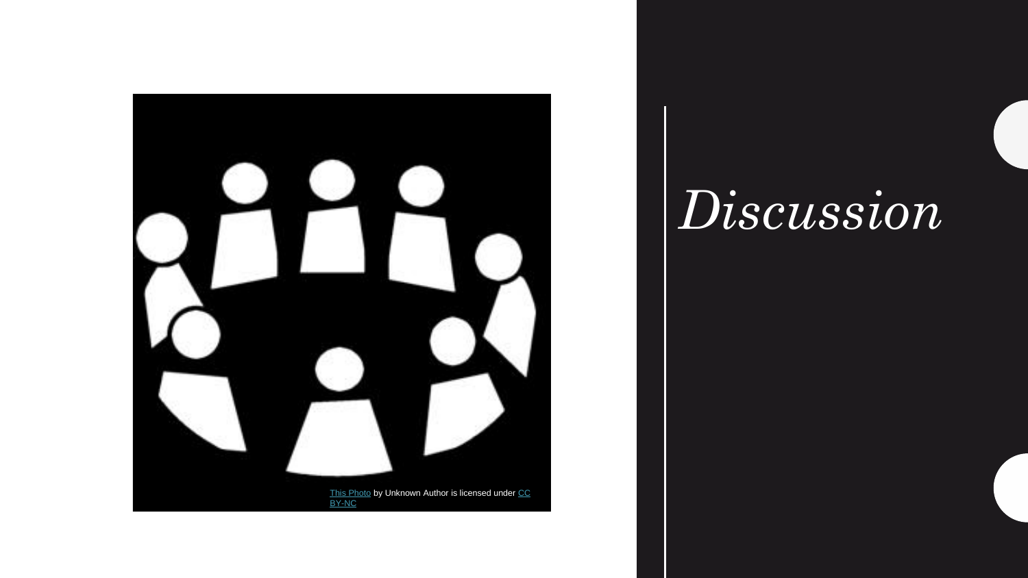# *Discussion*

[This Photo](#) by Unknown Author is licensed under [CC BY-NC](#)